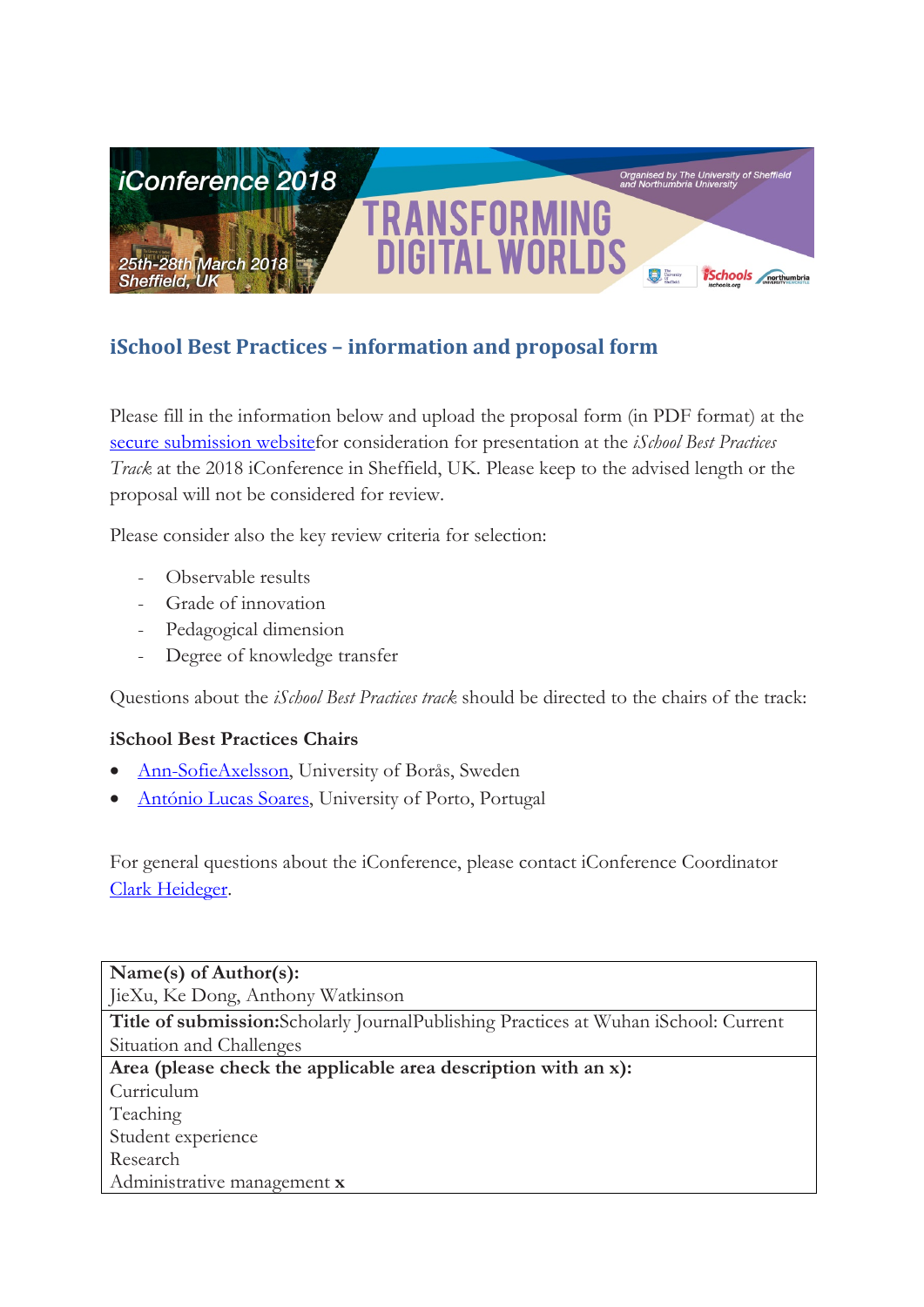## iSchool Best Practices – information and proposal form

Please fill in the information below and upload the proposal form (in PDF format) at the secure submission websitefor consideration for presentation at the *iSchool Best Practices Track* at the 2018 iConference in Sheffield, UK. Please keep to the advised length or the proposal will not be considered for review.

Please consider also the key review criteria for selection:

- Observable results
- Grade of innovation
- Pedagogical dimension
- Degree of knowledge transfer

Questions about the *iSchool Best Practices track* should be directed to the chairs of the track:

**iSchool Best Practices Chairs**

- Ann-SofieAxelsson, University of Borås, Sweden
- António Lucas Soares, University of Porto, Portugal

For general questions about the iConference, please contact iConference Coordinator Clark Heideger.

| |
|---|
| **Name(s) of Author(s):**<br>JieXu, Ke Dong, Anthony Watkinson |
| **Title of submission:**Scholarly JournalPublishing Practices at Wuhan iSchool: Current Situation and Challenges |
| **Area (please check the applicable area description with an x):**<br>Curriculum<br>Teaching<br>Student experience<br>Research<br>Administrative management **x** |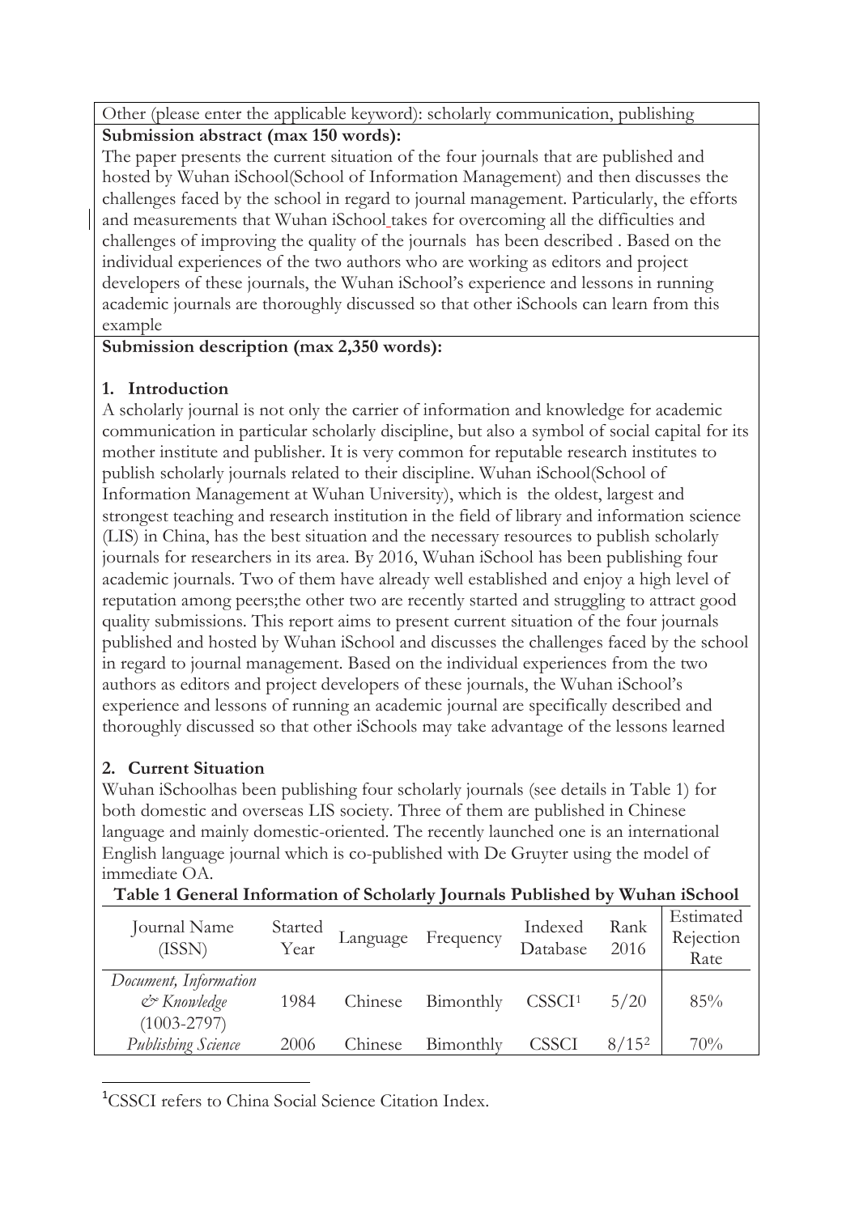Other (please enter the applicable keyword): scholarly communication, publishing

**Submission abstract (max 150 words):**

The paper presents the current situation of the four journals that are published and hosted by Wuhan iSchool(School of Information Management) and then discusses the challenges faced by the school in regard to journal management. Particularly, the efforts and measurements that Wuhan iSchool takes for overcoming all the difficulties and challenges of improving the quality of the journals has been described . Based on the individual experiences of the two authors who are working as editors and project developers of these journals, the Wuhan iSchool's experience and lessons in running academic journals are thoroughly discussed so that other iSchools can learn from this example

**Submission description (max 2,350 words):**

## 1. Introduction

A scholarly journal is not only the carrier of information and knowledge for academic communication in particular scholarly discipline, but also a symbol of social capital for its mother institute and publisher. It is very common for reputable research institutes to publish scholarly journals related to their discipline. Wuhan iSchool(School of Information Management at Wuhan University), which is the oldest, largest and strongest teaching and research institution in the field of library and information science (LIS) in China, has the best situation and the necessary resources to publish scholarly journals for researchers in its area. By 2016, Wuhan iSchool has been publishing four academic journals. Two of them have already well established and enjoy a high level of reputation among peers;the other two are recently started and struggling to attract good quality submissions. This report aims to present current situation of the four journals published and hosted by Wuhan iSchool and discusses the challenges faced by the school in regard to journal management. Based on the individual experiences from the two authors as editors and project developers of these journals, the Wuhan iSchool's experience and lessons of running an academic journal are specifically described and thoroughly discussed so that other iSchools may take advantage of the lessons learned

## 2. Current Situation

Wuhan iSchoolhas been publishing four scholarly journals (see details in Table 1) for both domestic and overseas LIS society. Three of them are published in Chinese language and mainly domestic-oriented. The recently launched one is an international English language journal which is co-published with De Gruyter using the model of immediate OA.

**Table 1 General Information of Scholarly Journals Published by Wuhan iSchool**

| Journal Name (ISSN) | Started Year | Language | Frequency | Indexed Database | Rank 2016 | Estimated Rejection Rate |
|---|---|---|---|---|---|---|
| *Document, Information & Knowledge* (1003-2797) | 1984 | Chinese | Bimonthly | CSSCI[1] | 5/20 | 85% |
| *Publishing Science* | 2006 | Chinese | Bimonthly | CSSCI | 8/15[2] | 70% |

[1]CSSCI refers to China Social Science Citation Index.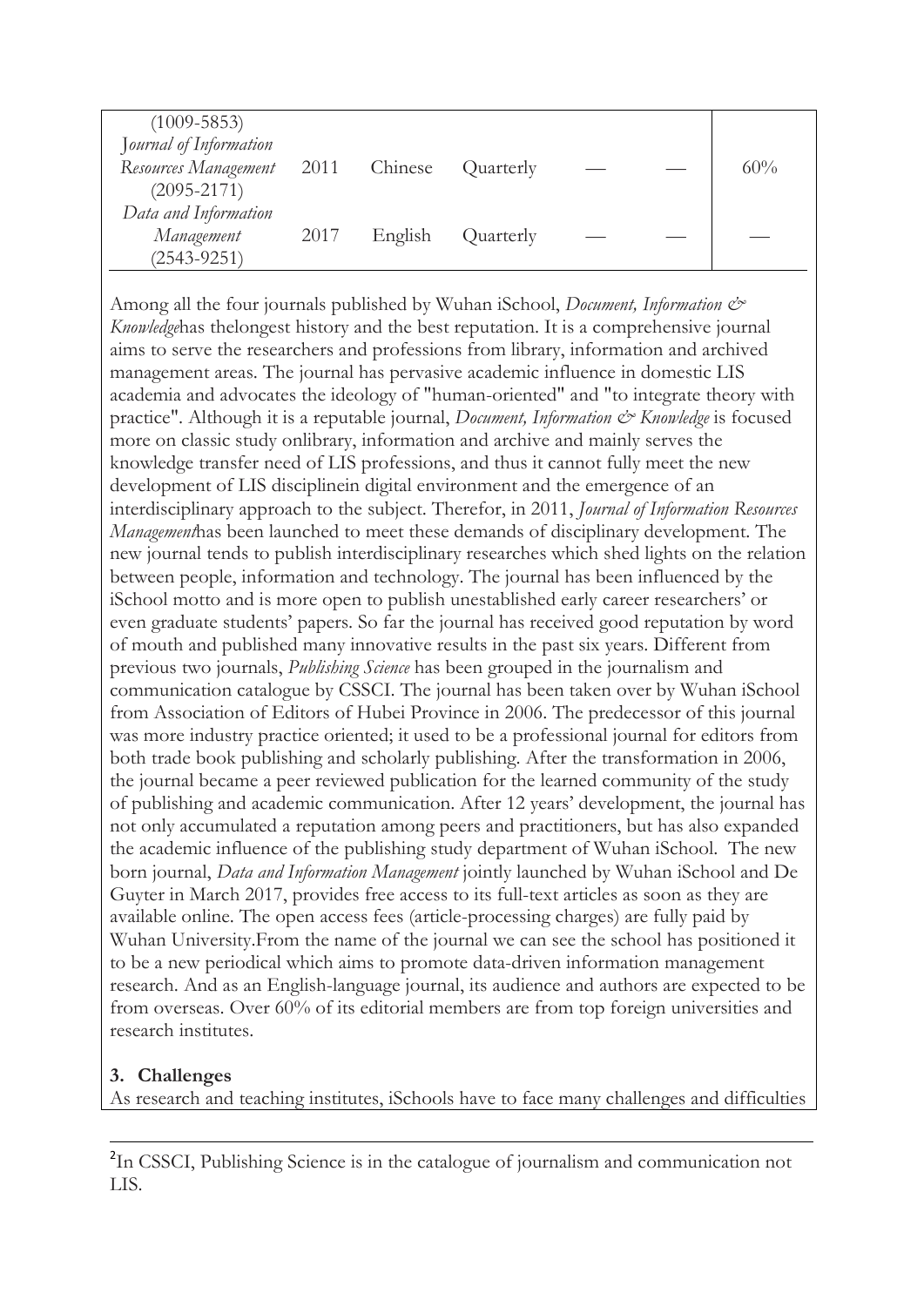| | | | | | | |
|---|---|---|---|---|---|---|
| (1009-5853) | | | | | | |
| *Journal of Information Resources Management* (2095-2171) | 2011 | Chinese | Quarterly | — | — | 60% |
| *Data and Information Management* (2543-9251) | 2017 | English | Quarterly | — | — | — |

Among all the four journals published by Wuhan iSchool, *Document, Information & Knowledge*has thelongest history and the best reputation. It is a comprehensive journal aims to serve the researchers and professions from library, information and archived management areas. The journal has pervasive academic influence in domestic LIS academia and advocates the ideology of "human-oriented" and "to integrate theory with practice". Although it is a reputable journal, *Document, Information & Knowledge* is focused more on classic study onlibrary, information and archive and mainly serves the knowledge transfer need of LIS professions, and thus it cannot fully meet the new development of LIS disciplinein digital environment and the emergence of an interdisciplinary approach to the subject. Therefor, in 2011, *Journal of Information Resources Management*has been launched to meet these demands of disciplinary development. The new journal tends to publish interdisciplinary researches which shed lights on the relation between people, information and technology. The journal has been influenced by the iSchool motto and is more open to publish unestablished early career researchers' or even graduate students' papers. So far the journal has received good reputation by word of mouth and published many innovative results in the past six years. Different from previous two journals, *Publishing Science* has been grouped in the journalism and communication catalogue by CSSCI. The journal has been taken over by Wuhan iSchool from Association of Editors of Hubei Province in 2006. The predecessor of this journal was more industry practice oriented; it used to be a professional journal for editors from both trade book publishing and scholarly publishing. After the transformation in 2006, the journal became a peer reviewed publication for the learned community of the study of publishing and academic communication. After 12 years' development, the journal has not only accumulated a reputation among peers and practitioners, but has also expanded the academic influence of the publishing study department of Wuhan iSchool. The new born journal, *Data and Information Management* jointly launched by Wuhan iSchool and De Guyter in March 2017, provides free access to its full-text articles as soon as they are available online. The open access fees (article-processing charges) are fully paid by Wuhan University.From the name of the journal we can see the school has positioned it to be a new periodical which aims to promote data-driven information management research. And as an English-language journal, its audience and authors are expected to be from overseas. Over 60% of its editorial members are from top foreign universities and research institutes.

## 3. Challenges

As research and teaching institutes, iSchools have to face many challenges and difficulties

[2]In CSSCI, Publishing Science is in the catalogue of journalism and communication not LIS.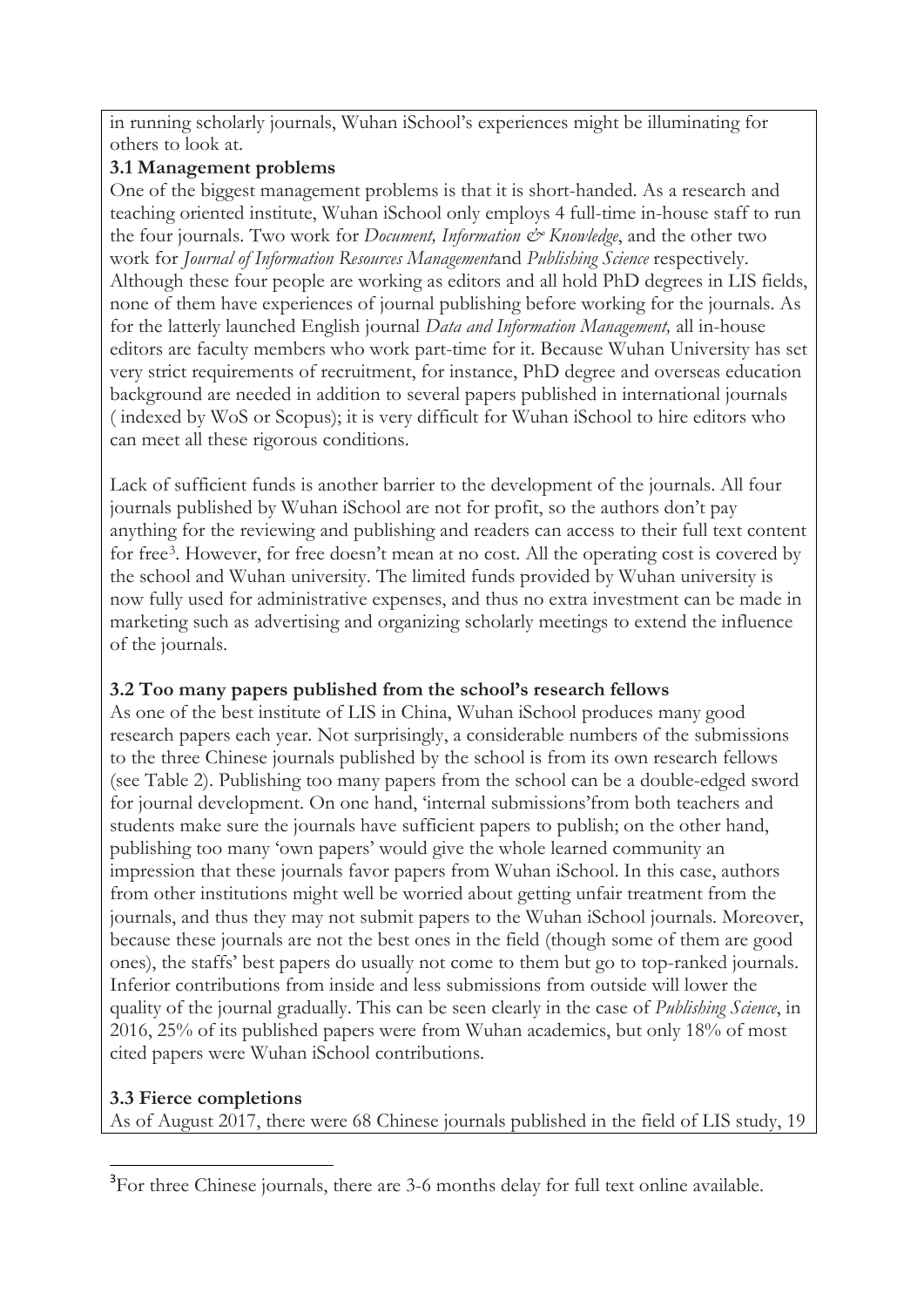in running scholarly journals, Wuhan iSchool's experiences might be illuminating for others to look at.

### 3.1 Management problems

One of the biggest management problems is that it is short-handed. As a research and teaching oriented institute, Wuhan iSchool only employs 4 full-time in-house staff to run the four journals. Two work for *Document, Information & Knowledge*, and the other two work for *Journal of Information Resources Management*and *Publishing Science* respectively. Although these four people are working as editors and all hold PhD degrees in LIS fields, none of them have experiences of journal publishing before working for the journals. As for the latterly launched English journal *Data and Information Management,* all in-house editors are faculty members who work part-time for it. Because Wuhan University has set very strict requirements of recruitment, for instance, PhD degree and overseas education background are needed in addition to several papers published in international journals ( indexed by WoS or Scopus); it is very difficult for Wuhan iSchool to hire editors who can meet all these rigorous conditions.

Lack of sufficient funds is another barrier to the development of the journals. All four journals published by Wuhan iSchool are not for profit, so the authors don't pay anything for the reviewing and publishing and readers can access to their full text content for free[3]. However, for free doesn't mean at no cost. All the operating cost is covered by the school and Wuhan university. The limited funds provided by Wuhan university is now fully used for administrative expenses, and thus no extra investment can be made in marketing such as advertising and organizing scholarly meetings to extend the influence of the journals.

### 3.2 Too many papers published from the school's research fellows

As one of the best institute of LIS in China, Wuhan iSchool produces many good research papers each year. Not surprisingly, a considerable numbers of the submissions to the three Chinese journals published by the school is from its own research fellows (see Table 2). Publishing too many papers from the school can be a double-edged sword for journal development. On one hand, 'internal submissions'from both teachers and students make sure the journals have sufficient papers to publish; on the other hand, publishing too many 'own papers' would give the whole learned community an impression that these journals favor papers from Wuhan iSchool. In this case, authors from other institutions might well be worried about getting unfair treatment from the journals, and thus they may not submit papers to the Wuhan iSchool journals. Moreover, because these journals are not the best ones in the field (though some of them are good ones), the staffs' best papers do usually not come to them but go to top-ranked journals. Inferior contributions from inside and less submissions from outside will lower the quality of the journal gradually. This can be seen clearly in the case of *Publishing Science*, in 2016, 25% of its published papers were from Wuhan academics, but only 18% of most cited papers were Wuhan iSchool contributions.

### 3.3 Fierce completions

As of August 2017, there were 68 Chinese journals published in the field of LIS study, 19

---

[3] For three Chinese journals, there are 3-6 months delay for full text online available.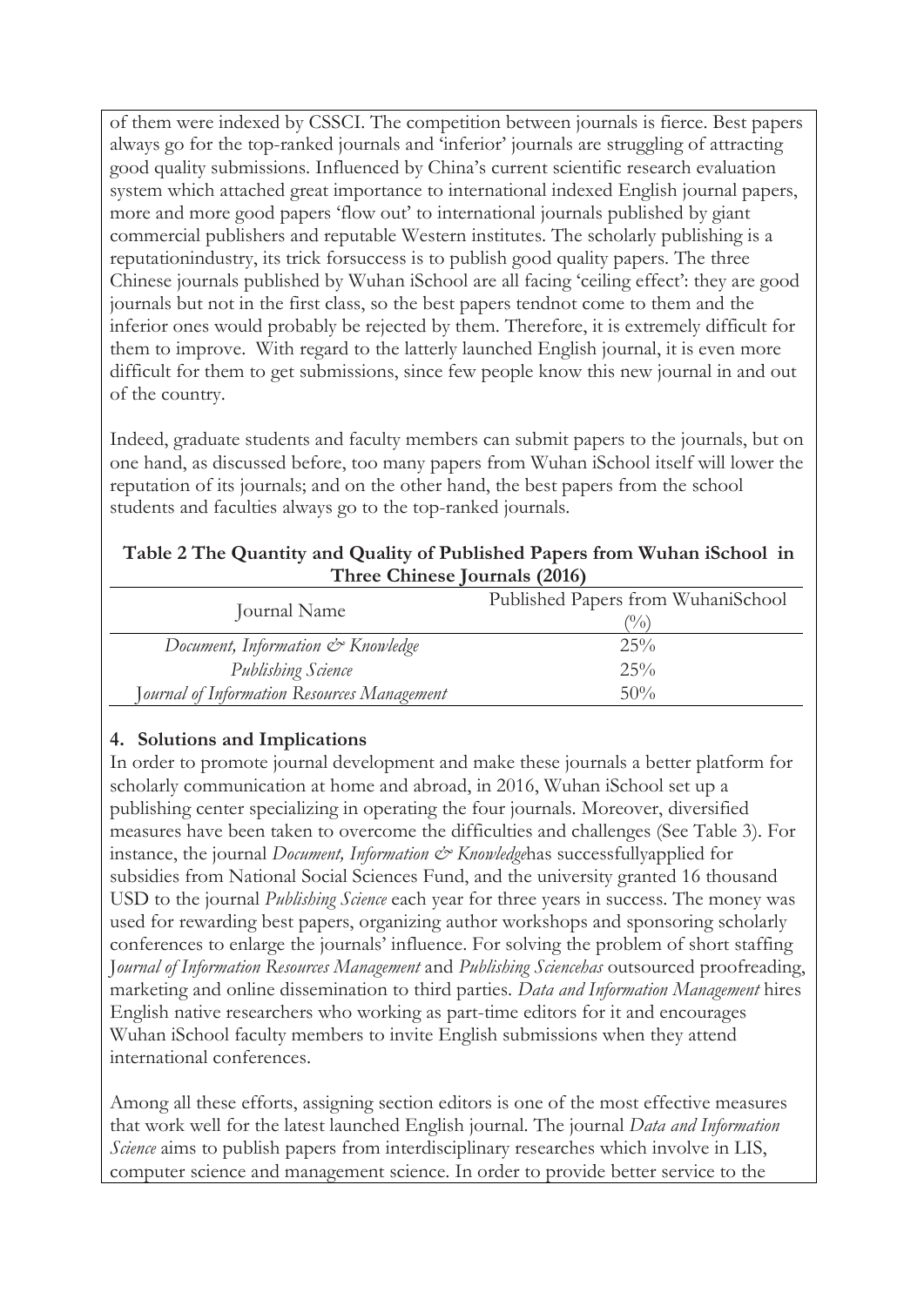of them were indexed by CSSCI. The competition between journals is fierce. Best papers always go for the top-ranked journals and 'inferior' journals are struggling of attracting good quality submissions. Influenced by China's current scientific research evaluation system which attached great importance to international indexed English journal papers, more and more good papers 'flow out' to international journals published by giant commercial publishers and reputable Western institutes. The scholarly publishing is a reputationindustry, its trick forsuccess is to publish good quality papers. The three Chinese journals published by Wuhan iSchool are all facing 'ceiling effect': they are good journals but not in the first class, so the best papers tendnot come to them and the inferior ones would probably be rejected by them. Therefore, it is extremely difficult for them to improve. With regard to the latterly launched English journal, it is even more difficult for them to get submissions, since few people know this new journal in and out of the country.

Indeed, graduate students and faculty members can submit papers to the journals, but on one hand, as discussed before, too many papers from Wuhan iSchool itself will lower the reputation of its journals; and on the other hand, the best papers from the school students and faculties always go to the top-ranked journals.

**Table 2 The Quantity and Quality of Published Papers from Wuhan iSchool in Three Chinese Journals (2016)**

| Journal Name | Published Papers from WuhaniSchool (%) |
|---|---|
| *Document, Information & Knowledge* | 25% |
| *Publishing Science* | 25% |
| *Journal of Information Resources Management* | 50% |

## 4. Solutions and Implications

In order to promote journal development and make these journals a better platform for scholarly communication at home and abroad, in 2016, Wuhan iSchool set up a publishing center specializing in operating the four journals. Moreover, diversified measures have been taken to overcome the difficulties and challenges (See Table 3). For instance, the journal *Document, Information & Knowledge*has successfullyapplied for subsidies from National Social Sciences Fund, and the university granted 16 thousand USD to the journal *Publishing Science* each year for three years in success. The money was used for rewarding best papers, organizing author workshops and sponsoring scholarly conferences to enlarge the journals' influence. For solving the problem of short staffing *Journal of Information Resources Management* and *Publishing Sciencehas* outsourced proofreading, marketing and online dissemination to third parties. *Data and Information Management* hires English native researchers who working as part-time editors for it and encourages Wuhan iSchool faculty members to invite English submissions when they attend international conferences.

Among all these efforts, assigning section editors is one of the most effective measures that work well for the latest launched English journal. The journal *Data and Information Science* aims to publish papers from interdisciplinary researches which involve in LIS, computer science and management science. In order to provide better service to the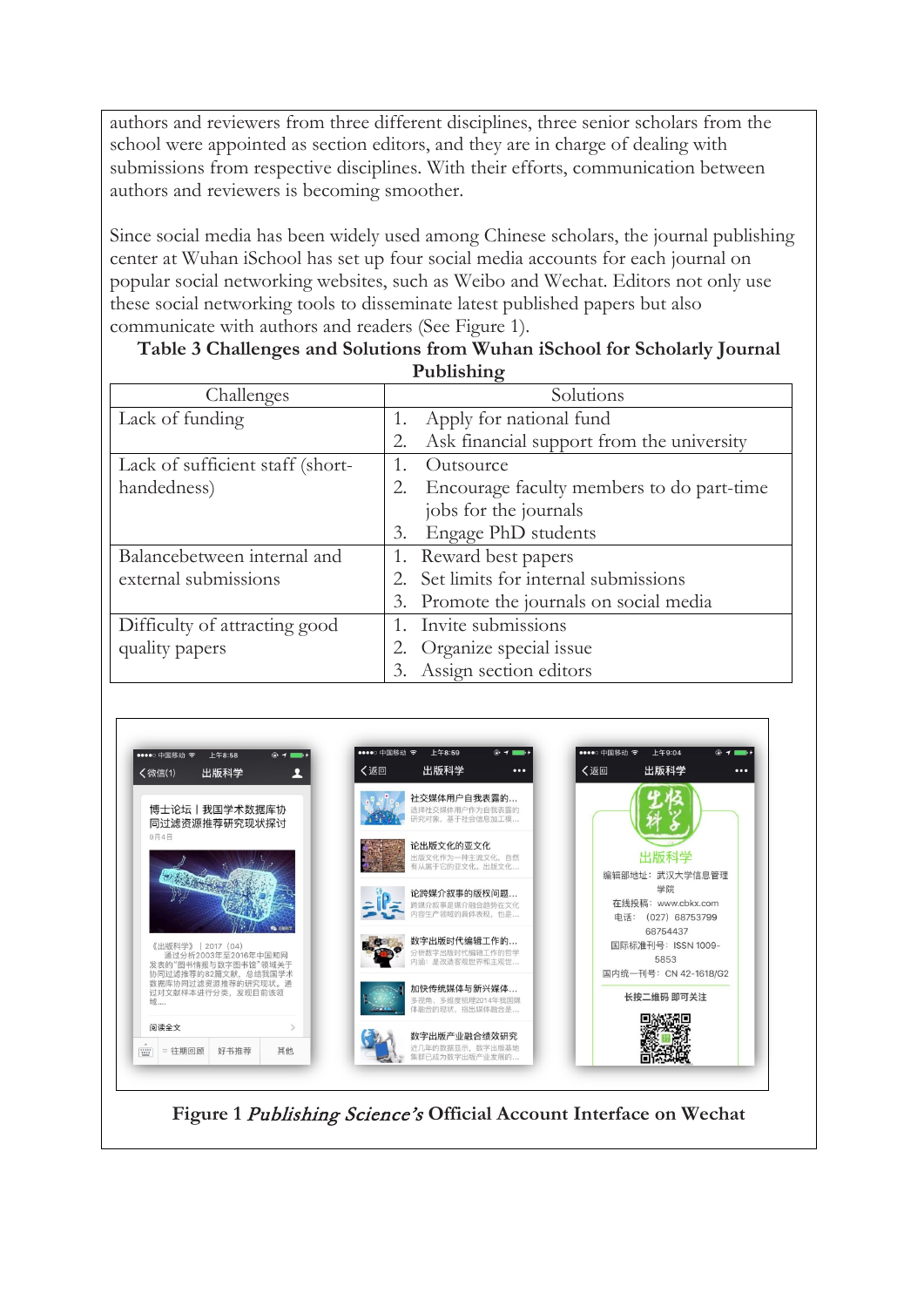authors and reviewers from three different disciplines, three senior scholars from the school were appointed as section editors, and they are in charge of dealing with submissions from respective disciplines. With their efforts, communication between authors and reviewers is becoming smoother.

Since social media has been widely used among Chinese scholars, the journal publishing center at Wuhan iSchool has set up four social media accounts for each journal on popular social networking websites, such as Weibo and Wechat. Editors not only use these social networking tools to disseminate latest published papers but also communicate with authors and readers (See Figure 1).

**Table 3 Challenges and Solutions from Wuhan iSchool for Scholarly Journal Publishing**

| Challenges | Solutions |
|---|---|
| Lack of funding | 1. Apply for national fund<br>2. Ask financial support from the university |
| Lack of sufficient staff (short-handedness) | 1. Outsource<br>2. Encourage faculty members to do part-time jobs for the journals<br>3. Engage PhD students |
| Balancebetween internal and external submissions | 1. Reward best papers<br>2. Set limits for internal submissions<br>3. Promote the journals on social media |
| Difficulty of attracting good quality papers | 1. Invite submissions<br>2. Organize special issue<br>3. Assign section editors |

**Figure 1** ***Publishing Science's*** **Official Account Interface on Wechat**